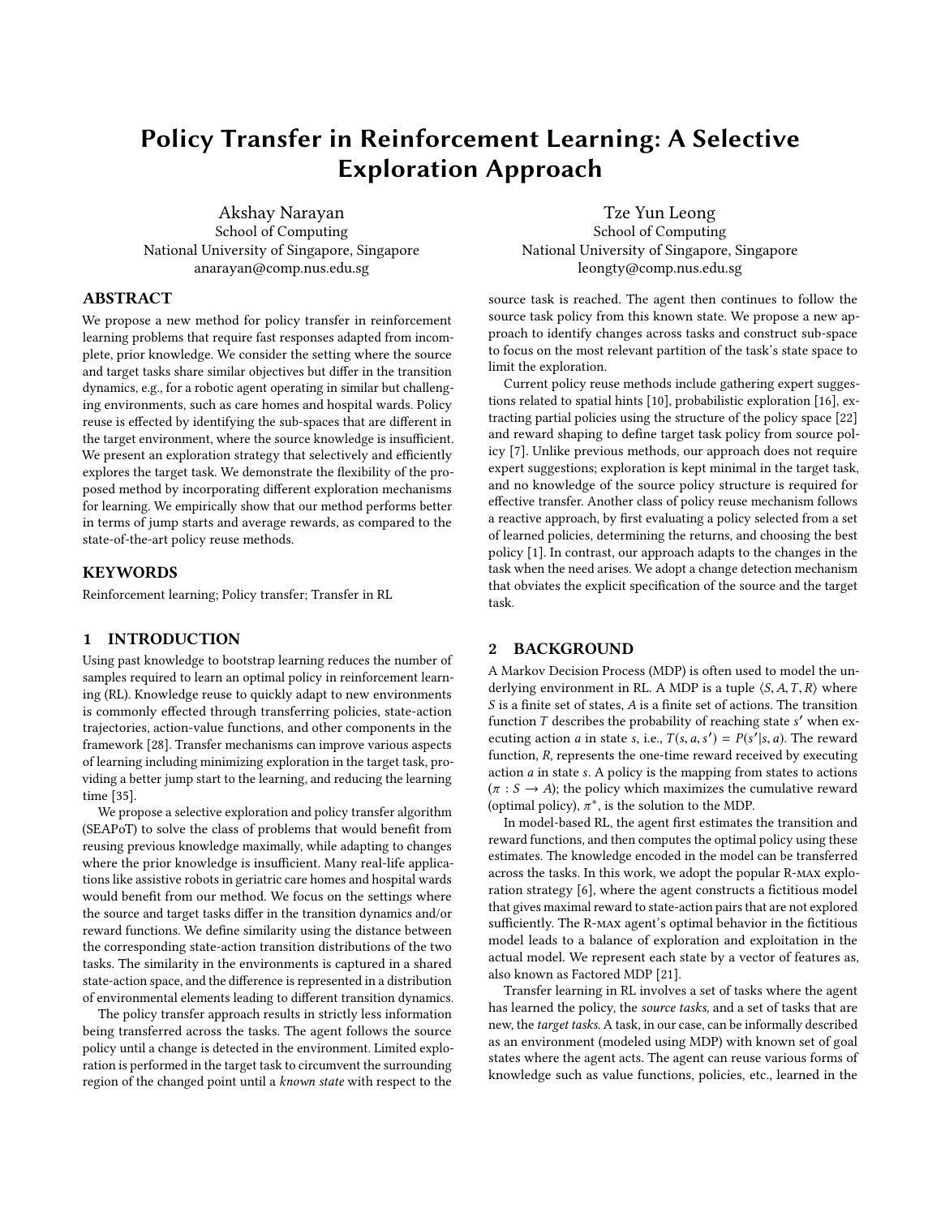# Policy Transfer in Reinforcement Learning: A Selective Exploration Approach

Akshay Narayan
School of Computing
National University of Singapore, Singapore
anarayan@comp.nus.edu.sg

Tze Yun Leong
School of Computing
National University of Singapore, Singapore
leongty@comp.nus.edu.sg

## ABSTRACT

We propose a new method for policy transfer in reinforcement learning problems that require fast responses adapted from incomplete, prior knowledge. We consider the setting where the source and target tasks share similar objectives but differ in the transition dynamics, e.g., for a robotic agent operating in similar but challenging environments, such as care homes and hospital wards. Policy reuse is effected by identifying the sub-spaces that are different in the target environment, where the source knowledge is insufficient. We present an exploration strategy that selectively and efficiently explores the target task. We demonstrate the flexibility of the proposed method by incorporating different exploration mechanisms for learning. We empirically show that our method performs better in terms of jump starts and average rewards, as compared to the state-of-the-art policy reuse methods.

## KEYWORDS

Reinforcement learning; Policy transfer; Transfer in RL

## 1 INTRODUCTION

Using past knowledge to bootstrap learning reduces the number of samples required to learn an optimal policy in reinforcement learning (RL). Knowledge reuse to quickly adapt to new environments is commonly effected through transferring policies, state-action trajectories, action-value functions, and other components in the framework [28]. Transfer mechanisms can improve various aspects of learning including minimizing exploration in the target task, providing a better jump start to the learning, and reducing the learning time [35].

We propose a selective exploration and policy transfer algorithm (SEAPoT) to solve the class of problems that would benefit from reusing previous knowledge maximally, while adapting to changes where the prior knowledge is insufficient. Many real-life applications like assistive robots in geriatric care homes and hospital wards would benefit from our method. We focus on the settings where the source and target tasks differ in the transition dynamics and/or reward functions. We define similarity using the distance between the corresponding state-action transition distributions of the two tasks. The similarity in the environments is captured in a shared state-action space, and the difference is represented in a distribution of environmental elements leading to different transition dynamics.

The policy transfer approach results in strictly less information being transferred across the tasks. The agent follows the source policy until a change is detected in the environment. Limited exploration is performed in the target task to circumvent the surrounding region of the changed point until a *known state* with respect to the source task is reached. The agent then continues to follow the source task policy from this known state. We propose a new approach to identify changes across tasks and construct sub-space to focus on the most relevant partition of the task's state space to limit the exploration.

Current policy reuse methods include gathering expert suggestions related to spatial hints [10], probabilistic exploration [16], extracting partial policies using the structure of the policy space [22] and reward shaping to define target task policy from source policy [7]. Unlike previous methods, our approach does not require expert suggestions; exploration is kept minimal in the target task, and no knowledge of the source policy structure is required for effective transfer. Another class of policy reuse mechanism follows a reactive approach, by first evaluating a policy selected from a set of learned policies, determining the returns, and choosing the best policy [1]. In contrast, our approach adapts to the changes in the task when the need arises. We adopt a change detection mechanism that obviates the explicit specification of the source and the target task.

## 2 BACKGROUND

A Markov Decision Process (MDP) is often used to model the underlying environment in RL. A MDP is a tuple $\langle S, A, T, R \rangle$ where $S$ is a finite set of states, $A$ is a finite set of actions. The transition function $T$ describes the probability of reaching state $s'$ when executing action $a$ in state $s$, i.e., $T(s, a, s') = P(s'|s, a)$. The reward function, $R$, represents the one-time reward received by executing action $a$ in state $s$. A policy is the mapping from states to actions ($\pi : S \longrightarrow A$); the policy which maximizes the cumulative reward (optimal policy), $\pi^*$, is the solution to the MDP.

In model-based RL, the agent first estimates the transition and reward functions, and then computes the optimal policy using these estimates. The knowledge encoded in the model can be transferred across the tasks. In this work, we adopt the popular R-MAX exploration strategy [6], where the agent constructs a fictitious model that gives maximal reward to state-action pairs that are not explored sufficiently. The R-MAX agent's optimal behavior in the fictitious model leads to a balance of exploration and exploitation in the actual model. We represent each state by a vector of features as, also known as Factored MDP [21].

Transfer learning in RL involves a set of tasks where the agent has learned the policy, the *source tasks*, and a set of tasks that are new, the *target tasks*. A task, in our case, can be informally described as an environment (modeled using MDP) with known set of goal states where the agent acts. The agent can reuse various forms of knowledge such as value functions, policies, etc., learned in the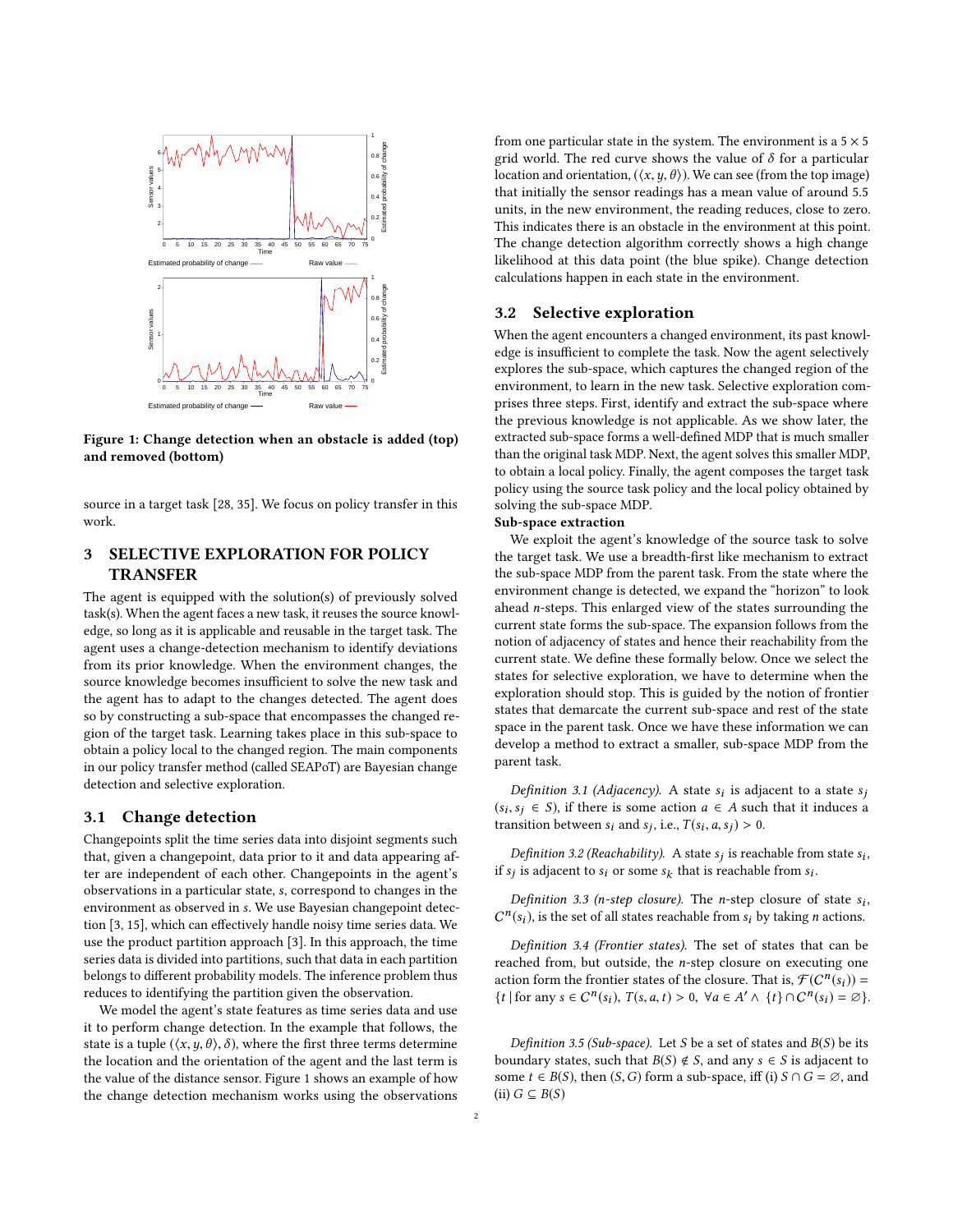Figure 1: Change detection when an obstacle is added (top) and removed (bottom)

source in a target task [28, 35]. We focus on policy transfer in this work.

## 3 SELECTIVE EXPLORATION FOR POLICY TRANSFER

The agent is equipped with the solution(s) of previously solved task(s). When the agent faces a new task, it reuses the source knowledge, so long as it is applicable and reusable in the target task. The agent uses a change-detection mechanism to identify deviations from its prior knowledge. When the environment changes, the source knowledge becomes insufficient to solve the new task and the agent has to adapt to the changes detected. The agent does so by constructing a sub-space that encompasses the changed region of the target task. Learning takes place in this sub-space to obtain a policy local to the changed region. The main components in our policy transfer method (called SEAPoT) are Bayesian change detection and selective exploration.

### 3.1 Change detection

Changepoints split the time series data into disjoint segments such that, given a changepoint, data prior to it and data appearing after are independent of each other. Changepoints in the agent's observations in a particular state, $s$, correspond to changes in the environment as observed in $s$. We use Bayesian changepoint detection [3, 15], which can effectively handle noisy time series data. We use the product partition approach [3]. In this approach, the time series data is divided into partitions, such that data in each partition belongs to different probability models. The inference problem thus reduces to identifying the partition given the observation.

We model the agent's state features as time series data and use it to perform change detection. In the example that follows, the state is a tuple $(\langle x, y, \theta \rangle, \delta)$, where the first three terms determine the location and the orientation of the agent and the last term is the value of the distance sensor. Figure 1 shows an example of how the change detection mechanism works using the observations from one particular state in the system. The environment is a $5 \times 5$ grid world. The red curve shows the value of $\delta$ for a particular location and orientation, $(\langle x, y, \theta \rangle)$. We can see (from the top image) that initially the sensor readings has a mean value of around 5.5 units, in the new environment, the reading reduces, close to zero. This indicates there is an obstacle in the environment at this point. The change detection algorithm correctly shows a high change likelihood at this data point (the blue spike). Change detection calculations happen in each state in the environment.

### 3.2 Selective exploration

When the agent encounters a changed environment, its past knowledge is insufficient to complete the task. Now the agent selectively explores the sub-space, which captures the changed region of the environment, to learn in the new task. Selective exploration comprises three steps. First, identify and extract the sub-space where the previous knowledge is not applicable. As we show later, the extracted sub-space forms a well-defined MDP that is much smaller than the original task MDP. Next, the agent solves this smaller MDP, to obtain a local policy. Finally, the agent composes the target task policy using the source task policy and the local policy obtained by solving the sub-space MDP.

**Sub-space extraction**

We exploit the agent's knowledge of the source task to solve the target task. We use a breadth-first like mechanism to extract the sub-space MDP from the parent task. From the state where the environment change is detected, we expand the "horizon" to look ahead $n$-steps. This enlarged view of the states surrounding the current state forms the sub-space. The expansion follows from the notion of adjacency of states and hence their reachability from the current state. We define these formally below. Once we select the states for selective exploration, we have to determine when the exploration should stop. This is guided by the notion of frontier states that demarcate the current sub-space and rest of the state space in the parent task. Once we have these information we can develop a method to extract a smaller, sub-space MDP from the parent task.

*Definition 3.1 (Adjacency).* A state $s_i$ is adjacent to a state $s_j$ ($s_i, s_j \in S$), if there is some action $a \in A$ such that it induces a transition between $s_i$ and $s_j$, i.e., $T(s_i, a, s_j) > 0$.

*Definition 3.2 (Reachability).* A state $s_j$ is reachable from state $s_i$, if $s_j$ is adjacent to $s_i$ or some $s_k$ that is reachable from $s_i$.

*Definition 3.3 (n-step closure).* The $n$-step closure of state $s_i$, $C^n(s_i)$, is the set of all states reachable from $s_i$ by taking $n$ actions.

*Definition 3.4 (Frontier states).* The set of states that can be reached from, but outside, the $n$-step closure on executing one action form the frontier states of the closure. That is, $\mathcal{F}(C^n(s_i)) = \{t \mid \text{for any } s \in C^n(s_i),\ T(s, a, t) > 0,\ \forall a \in A' \wedge \{t\} \cap C^n(s_i) = \varnothing\}$.

*Definition 3.5 (Sub-space).* Let $S$ be a set of states and $B(S)$ be its boundary states, such that $B(S) \notin S$, and any $s \in S$ is adjacent to some $t \in B(S)$, then $(S, G)$ form a sub-space, iff (i) $S \cap G = \varnothing$, and (ii) $G \subseteq B(S)$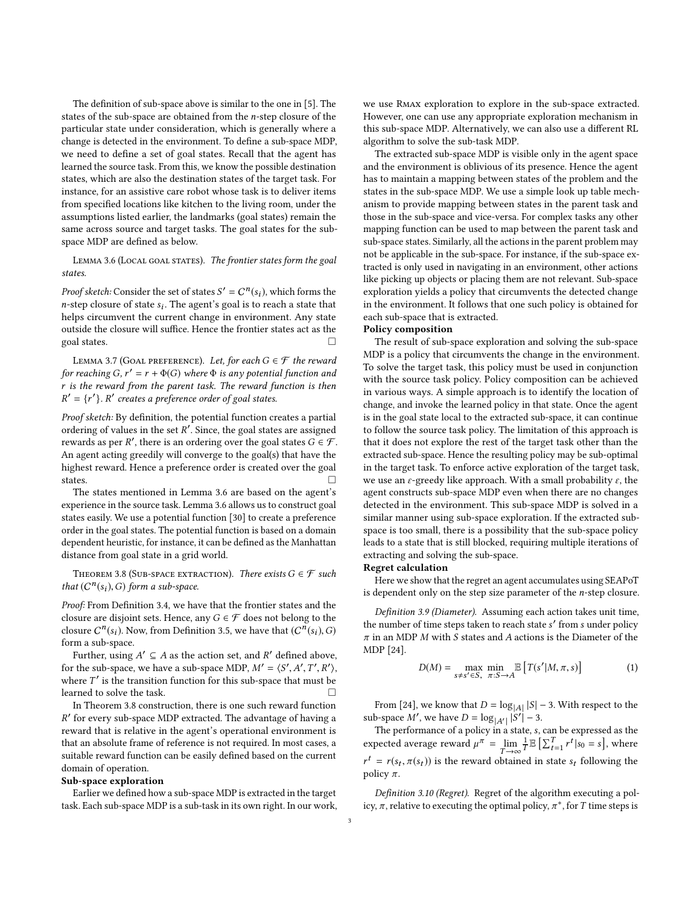The definition of sub-space above is similar to the one in [5]. The states of the sub-space are obtained from the $n$-step closure of the particular state under consideration, which is generally where a change is detected in the environment. To define a sub-space MDP, we need to define a set of goal states. Recall that the agent has learned the source task. From this, we know the possible destination states, which are also the destination states of the target task. For instance, for an assistive care robot whose task is to deliver items from specified locations like kitchen to the living room, under the assumptions listed earlier, the landmarks (goal states) remain the same across source and target tasks. The goal states for the sub-space MDP are defined as below.

Lemma 3.6 (Local goal states). *The frontier states form the goal states.*

*Proof sketch:* Consider the set of states $S' = C^n(s_i)$, which forms the $n$-step closure of state $s_i$. The agent's goal is to reach a state that helps circumvent the current change in environment. Any state outside the closure will suffice. Hence the frontier states act as the goal states. □

Lemma 3.7 (Goal preference). *Let, for each $G \in \mathcal{F}$ the reward for reaching $G$, $r' = r + \Phi(G)$ where $\Phi$ is any potential function and $r$ is the reward from the parent task. The reward function is then $R' = \{r'\}$. $R'$ creates a preference order of goal states.*

*Proof sketch:* By definition, the potential function creates a partial ordering of values in the set $R'$. Since, the goal states are assigned rewards as per $R'$, there is an ordering over the goal states $G \in \mathcal{F}$. An agent acting greedily will converge to the goal(s) that have the highest reward. Hence a preference order is created over the goal states. □

The states mentioned in Lemma 3.6 are based on the agent's experience in the source task. Lemma 3.6 allows us to construct goal states easily. We use a potential function [30] to create a preference order in the goal states. The potential function is based on a domain dependent heuristic, for instance, it can be defined as the Manhattan distance from goal state in a grid world.

Theorem 3.8 (Sub-space extraction). *There exists $G \in \mathcal{F}$ such that $(C^n(s_i), G)$ form a sub-space.*

*Proof:* From Definition 3.4, we have that the frontier states and the closure are disjoint sets. Hence, any $G \in \mathcal{F}$ does not belong to the closure $C^n(s_i)$. Now, from Definition 3.5, we have that $(C^n(s_i), G)$ form a sub-space.

Further, using $A' \subseteq A$ as the action set, and $R'$ defined above, for the sub-space, we have a sub-space MDP, $M' = \langle S', A', T', R' \rangle$, where $T'$ is the transition function for this sub-space that must be learned to solve the task. □

In Theorem 3.8 construction, there is one such reward function $R'$ for every sub-space MDP extracted. The advantage of having a reward that is relative in the agent's operational environment is that an absolute frame of reference is not required. In most cases, a suitable reward function can be easily defined based on the current domain of operation.

**Sub-space exploration**

Earlier we defined how a sub-space MDP is extracted in the target task. Each sub-space MDP is a sub-task in its own right. In our work, we use Rmax exploration to explore in the sub-space extracted. However, one can use any appropriate exploration mechanism in this sub-space MDP. Alternatively, we can also use a different RL algorithm to solve the sub-task MDP.

The extracted sub-space MDP is visible only in the agent space and the environment is oblivious of its presence. Hence the agent has to maintain a mapping between states of the problem and the states in the sub-space MDP. We use a simple look up table mechanism to provide mapping between states in the parent task and those in the sub-space and vice-versa. For complex tasks any other mapping function can be used to map between the parent task and sub-space states. Similarly, all the actions in the parent problem may not be applicable in the sub-space. For instance, if the sub-space extracted is only used in navigating in an environment, other actions like picking up objects or placing them are not relevant. Sub-space exploration yields a policy that circumvents the detected change in the environment. It follows that one such policy is obtained for each sub-space that is extracted.

**Policy composition**

The result of sub-space exploration and solving the sub-space MDP is a policy that circumvents the change in the environment. To solve the target task, this policy must be used in conjunction with the source task policy. Policy composition can be achieved in various ways. A simple approach is to identify the location of change, and invoke the learned policy in that state. Once the agent is in the goal state local to the extracted sub-space, it can continue to follow the source task policy. The limitation of this approach is that it does not explore the rest of the target task other than the extracted sub-space. Hence the resulting policy may be sub-optimal in the target task. To enforce active exploration of the target task, we use an $\varepsilon$-greedy like approach. With a small probability $\varepsilon$, the agent constructs sub-space MDP even when there are no changes detected in the environment. This sub-space MDP is solved in a similar manner using sub-space exploration. If the extracted sub-space is too small, there is a possibility that the sub-space policy leads to a state that is still blocked, requiring multiple iterations of extracting and solving the sub-space.

**Regret calculation**

Here we show that the regret an agent accumulates using SEAPoT is dependent only on the step size parameter of the $n$-step closure.

*Definition 3.9 (Diameter).* Assuming each action takes unit time, the number of time steps taken to reach state $s'$ from $s$ under policy $\pi$ in an MDP $M$ with $S$ states and $A$ actions is the Diameter of the MDP [24].

$$D(M) = \max_{s \neq s' \in S,} \min_{\pi : S \to A} \mathbb{E}\left[T(s'|M, \pi, s)\right] \tag{1}$$

From [24], we know that $D = \log_{|A|} |S| - 3$. With respect to the sub-space $M'$, we have $D = \log_{|A'|} |S'| - 3$.

The performance of a policy in a state, $s$, can be expressed as the expected average reward $\mu^{\pi} = \lim_{T \to \infty} \frac{1}{T} \mathbb{E}\left[\sum_{t=1}^{T} r^t | s_0 = s\right]$, where $r^t = r(s_t, \pi(s_t))$ is the reward obtained in state $s_t$ following the policy $\pi$.

*Definition 3.10 (Regret).* Regret of the algorithm executing a policy, $\pi$, relative to executing the optimal policy, $\pi^*$, for $T$ time steps is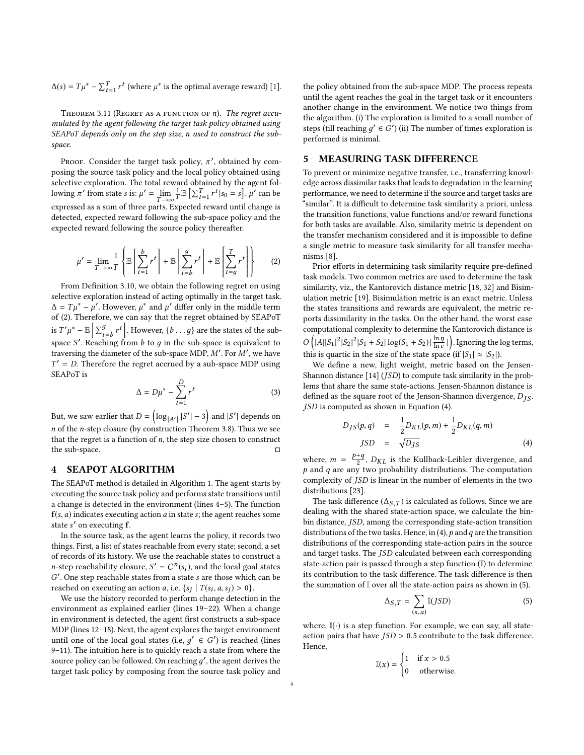$\Delta(s) = T\mu^* - \sum_{t=1}^{T} r^t$ (where $\mu^*$ is the optimal average reward) [1].

**Theorem 3.11 (Regret as a function of $n$).** *The regret accumulated by the agent following the target task policy obtained using SEAPoT depends only on the step size, n used to construct the sub-space.*

*Proof.* Consider the target task policy, $\pi'$, obtained by composing the source task policy and the local policy obtained using selective exploration. The total reward obtained by the agent following $\pi'$ from state $s$ is: $\mu' = \lim_{T\to\infty} \frac{1}{T}\mathbb{E}\left[\sum_{t=1}^{T} r^t | s_0 = s\right]$. $\mu'$ can be expressed as a sum of three parts. Expected reward until change is detected, expected reward following the sub-space policy and the expected reward following the source policy thereafter.

$$\mu' = \lim_{T\to\infty} \frac{1}{T}\left\{\mathbb{E}\left[\sum_{t=1}^{b} r^t\right] + \mathbb{E}\left[\sum_{t=b}^{g} r^t\right] + \mathbb{E}\left[\sum_{t=g}^{T} r^t\right]\right\} \tag{2}$$

From Definition 3.10, we obtain the following regret on using selective exploration instead of acting optimally in the target task. $\Delta = T\mu^* - \mu'$. However, $\mu^*$ and $\mu'$ differ only in the middle term of (2). Therefore, we can say that the regret obtained by SEAPoT is $T'\mu^* - \mathbb{E}\left[\sum_{t=b}^{g} r^t\right]$. However, $\{b \ldots g\}$ are the states of the sub-space $S'$. Reaching from $b$ to $g$ in the sub-space is equivalent to traversing the diameter of the sub-space MDP, $M'$. For $M'$, we have $T' = D$. Therefore the regret accrued by a sub-space MDP using SEAPoT is

$$\Delta = D\mu^* - \sum_{t=1}^{D} r^t \tag{3}$$

But, we saw earlier that $D = \left(\log_{|A'|} |S'| - 3\right)$ and $|S'|$ depends on $n$ of the $n$-step closure (by construction Theorem 3.8). Thus we see that the regret is a function of $n$, the step size chosen to construct the sub-space. □

## 4 SEAPOT ALGORITHM

The SEAPoT method is detailed in Algorithm 1. The agent starts by executing the source task policy and performs state transitions until a change is detected in the environment (lines 4–5). The function $\mathbf{f}(s, a)$ indicates executing action $a$ in state $s$; the agent reaches some state $s'$ on executing $\mathbf{f}$.

In the source task, as the agent learns the policy, it records two things. First, a list of states reachable from every state; second, a set of records of its history. We use the reachable states to construct a $n$-step reachability closure, $S' = C^n(s_i)$, and the local goal states $G'$. One step reachable states from a state $s$ are those which can be reached on executing an action $a$, i.e. $\{s_j \mid T(s_i, a, s_j) > 0\}$.

We use the history recorded to perform change detection in the environment as explained earlier (lines 19–22). When a change in environment is detected, the agent first constructs a sub-space MDP (lines 12–18). Next, the agent explores the target environment until one of the local goal states (i.e, $g' \in G'$) is reached (lines 9–11). The intuition here is to quickly reach a state from where the source policy can be followed. On reaching $g'$, the agent derives the target task policy by composing from the source task policy and the policy obtained from the sub-space MDP. The process repeats until the agent reaches the goal in the target task or it encounters another change in the environment. We notice two things from the algorithm. (i) The exploration is limited to a small number of steps (till reaching $g' \in G'$) (ii) The number of times exploration is performed is minimal.

## 5 MEASURING TASK DIFFERENCE

To prevent or minimize negative transfer, i.e., transferring knowledge across dissimilar tasks that leads to degradation in the learning performance, we need to determine if the source and target tasks are "similar". It is difficult to determine task similarity a priori, unless the transition functions, value functions and/or reward functions for both tasks are available. Also, similarity metric is dependent on the transfer mechanism considered and it is impossible to define a single metric to measure task similarity for all transfer mechanisms [8].

Prior efforts in determining task similarity require pre-defined task models. Two common metrics are used to determine the task similarity, viz., the Kantorovich distance metric [18, 32] and Bisimulation metric [19]. Bisimulation metric is an exact metric. Unless the states transitions and rewards are equivalent, the metric reports dissimilarity in the tasks. On the other hand, the worst case computational complexity to determine the Kantorovich distance is $O\left(|A||S_1|^2|S_2|^2|S_1 + S_2|\log(S_1 + S_2)\lceil\frac{\ln \eta}{\ln c}\rceil\right)$. Ignoring the log terms, this is quartic in the size of the state space (if $|S_1| \approx |S_2|$).

We define a new, light weight, metric based on the Jensen-Shannon distance [14] ($JSD$) to compute task similarity in the problems that share the same state-actions. Jensen-Shannon distance is defined as the square root of the Jenson-Shannon divergence, $D_{JS}$. $JSD$ is computed as shown in Equation (4).

$$\begin{aligned} D_{JS}(p, q) &= \frac{1}{2}D_{KL}(p, m) + \frac{1}{2}D_{KL}(q, m) \\ JSD &= \sqrt{D_{JS}} \end{aligned} \tag{4}$$

where, $m = \frac{p+q}{2}$, $D_{KL}$ is the Kullback-Leibler divergence, and $p$ and $q$ are any two probability distributions. The computation complexity of $JSD$ is linear in the number of elements in the two distributions [23].

The task difference ($\Delta_{S,T}$) is calculated as follows. Since we are dealing with the shared state-action space, we calculate the bin-bin distance, $JSD$, among the corresponding state-action transition distributions of the two tasks. Hence, in (4), $p$ and $q$ are the transition distributions of the corresponding state-action pairs in the source and target tasks. The $JSD$ calculated between each corresponding state-action pair is passed through a step function ($\mathbb{I}$) to determine its contribution to the task difference. The task difference is then the summation of $\mathbb{I}$ over all the state-action pairs as shown in (5).

$$\Delta_{S,T} = \sum_{(s,a)} \mathbb{I}(JSD) \tag{5}$$

where, $\mathbb{I}(\cdot)$ is a step function. For example, we can say, all state-action pairs that have $JSD > 0.5$ contribute to the task difference. Hence,

$$\mathbb{I}(x) = \begin{cases} 1 & \text{if } x > 0.5 \\ 0 & \text{otherwise.} \end{cases}$$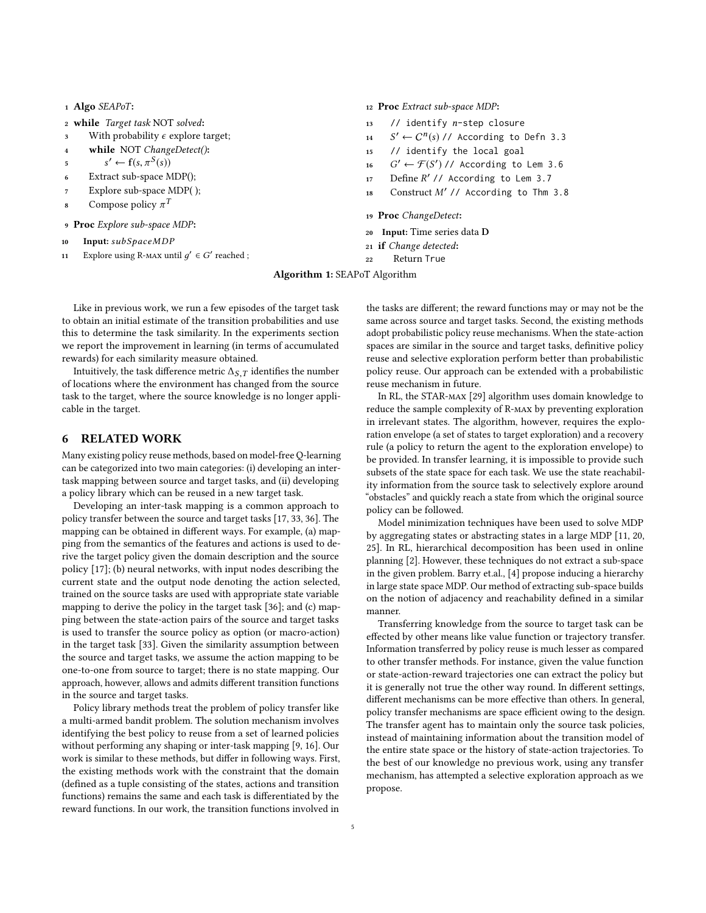```
1  Algo SEAPoT:
2  while Target task NOT solved:
3      With probability ε explore target;
4      while NOT ChangeDetect():
5          s' ← f(s, π^S(s))
6      Extract sub-space MDP();
7      Explore sub-space MDP( );
8      Compose policy π^T
9  Proc Explore sub-space MDP:
10     Input: subSpaceMDP
11     Explore using R-MAX until g' ∈ G' reached ;
12 Proc Extract sub-space MDP:
13     // identify n-step closure
14     S' ← C^n(s) // According to Defn 3.3
15     // identify the local goal
16     G' ← F(S') // According to Lem 3.6
17     Define R' // According to Lem 3.7
18     Construct M' // According to Thm 3.8
19 Proc ChangeDetect:
20  Input: Time series data D
21  if Change detected:
22      Return True
```

**Algorithm 1:** SEAPoT Algorithm

Like in previous work, we run a few episodes of the target task to obtain an initial estimate of the transition probabilities and use this to determine the task similarity. In the experiments section we report the improvement in learning (in terms of accumulated rewards) for each similarity measure obtained.

Intuitively, the task difference metric $\Delta_{S,T}$ identifies the number of locations where the environment has changed from the source task to the target, where the source knowledge is no longer applicable in the target.

## 6 RELATED WORK

Many existing policy reuse methods, based on model-free Q-learning can be categorized into two main categories: (i) developing an inter-task mapping between source and target tasks, and (ii) developing a policy library which can be reused in a new target task.

Developing an inter-task mapping is a common approach to policy transfer between the source and target tasks [17, 33, 36]. The mapping can be obtained in different ways. For example, (a) mapping from the semantics of the features and actions is used to derive the target policy given the domain description and the source policy [17]; (b) neural networks, with input nodes describing the current state and the output node denoting the action selected, trained on the source tasks are used with appropriate state variable mapping to derive the policy in the target task [36]; and (c) mapping between the state-action pairs of the source and target tasks is used to transfer the source policy as option (or macro-action) in the target task [33]. Given the similarity assumption between the source and target tasks, we assume the action mapping to be one-to-one from source to target; there is no state mapping. Our approach, however, allows and admits different transition functions in the source and target tasks.

Policy library methods treat the problem of policy transfer like a multi-armed bandit problem. The solution mechanism involves identifying the best policy to reuse from a set of learned policies without performing any shaping or inter-task mapping [9, 16]. Our work is similar to these methods, but differ in following ways. First, the existing methods work with the constraint that the domain (defined as a tuple consisting of the states, actions and transition functions) remains the same and each task is differentiated by the reward functions. In our work, the transition functions involved in the tasks are different; the reward functions may or may not be the same across source and target tasks. Second, the existing methods adopt probabilistic policy reuse mechanisms. When the state-action spaces are similar in the source and target tasks, definitive policy reuse and selective exploration perform better than probabilistic policy reuse. Our approach can be extended with a probabilistic reuse mechanism in future.

In RL, the STAR-MAX [29] algorithm uses domain knowledge to reduce the sample complexity of R-MAX by preventing exploration in irrelevant states. The algorithm, however, requires the exploration envelope (a set of states to target exploration) and a recovery rule (a policy to return the agent to the exploration envelope) to be provided. In transfer learning, it is impossible to provide such subsets of the state space for each task. We use the state reachability information from the source task to selectively explore around "obstacles" and quickly reach a state from which the original source policy can be followed.

Model minimization techniques have been used to solve MDP by aggregating states or abstracting states in a large MDP [11, 20, 25]. In RL, hierarchical decomposition has been used in online planning [2]. However, these techniques do not extract a sub-space in the given problem. Barry et.al., [4] propose inducing a hierarchy in large state space MDP. Our method of extracting sub-space builds on the notion of adjacency and reachability defined in a similar manner.

Transferring knowledge from the source to target task can be effected by other means like value function or trajectory transfer. Information transferred by policy reuse is much lesser as compared to other transfer methods. For instance, given the value function or state-action-reward trajectories one can extract the policy but it is generally not true the other way round. In different settings, different mechanisms can be more effective than others. In general, policy transfer mechanisms are space efficient owing to the design. The transfer agent has to maintain only the source task policies, instead of maintaining information about the transition model of the entire state space or the history of state-action trajectories. To the best of our knowledge no previous work, using any transfer mechanism, has attempted a selective exploration approach as we propose.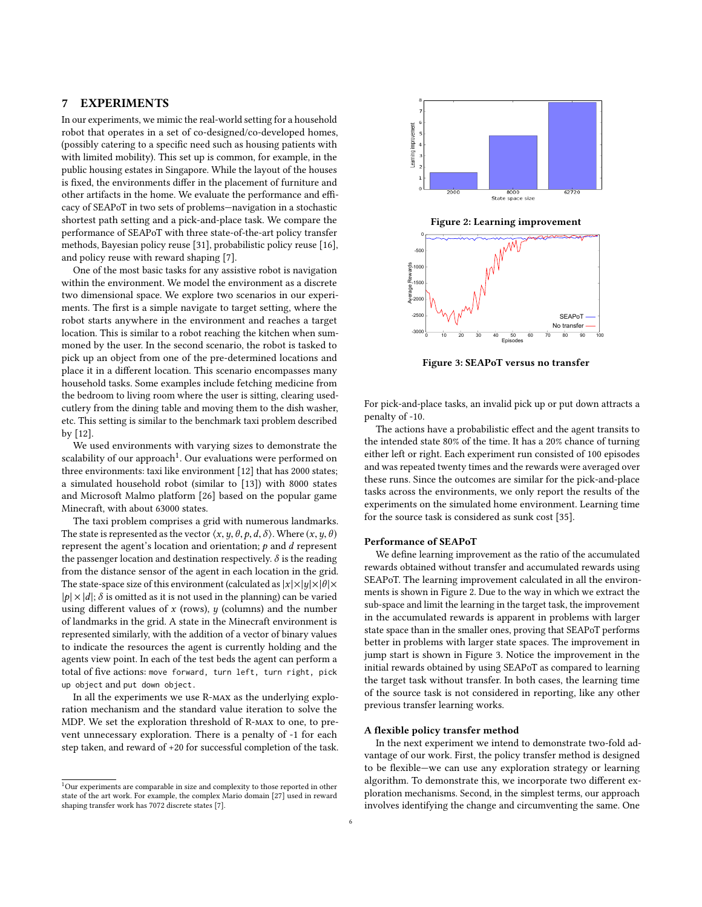## 7 EXPERIMENTS

In our experiments, we mimic the real-world setting for a household robot that operates in a set of co-designed/co-developed homes, (possibly catering to a specific need such as housing patients with with limited mobility). This set up is common, for example, in the public housing estates in Singapore. While the layout of the houses is fixed, the environments differ in the placement of furniture and other artifacts in the home. We evaluate the performance and efficacy of SEAPoT in two sets of problems—navigation in a stochastic shortest path setting and a pick-and-place task. We compare the performance of SEAPoT with three state-of-the-art policy transfer methods, Bayesian policy reuse [31], probabilistic policy reuse [16], and policy reuse with reward shaping [7].

One of the most basic tasks for any assistive robot is navigation within the environment. We model the environment as a discrete two dimensional space. We explore two scenarios in our experiments. The first is a simple navigate to target setting, where the robot starts anywhere in the environment and reaches a target location. This is similar to a robot reaching the kitchen when summoned by the user. In the second scenario, the robot is tasked to pick up an object from one of the pre-determined locations and place it in a different location. This scenario encompasses many household tasks. Some examples include fetching medicine from the bedroom to living room where the user is sitting, clearing used-cutlery from the dining table and moving them to the dish washer, etc. This setting is similar to the benchmark taxi problem described by [12].

We used environments with varying sizes to demonstrate the scalability of our approach[1]. Our evaluations were performed on three environments: taxi like environment [12] that has 2000 states; a simulated household robot (similar to [13]) with 8000 states and Microsoft Malmo platform [26] based on the popular game Minecraft, with about 63000 states.

The taxi problem comprises a grid with numerous landmarks. The state is represented as the vector $\langle x, y, \theta, p, d, \delta \rangle$. Where $(x, y, \theta)$ represent the agent's location and orientation; $p$ and $d$ represent the passenger location and destination respectively. $\delta$ is the reading from the distance sensor of the agent in each location in the grid. The state-space size of this environment (calculated as $|x| \times |y| \times |\theta| \times |p| \times |d|$; $\delta$ is omitted as it is not used in the planning) can be varied using different values of $x$ (rows), $y$ (columns) and the number of landmarks in the grid. A state in the Minecraft environment is represented similarly, with the addition of a vector of binary values to indicate the resources the agent is currently holding and the agents view point. In each of the test beds the agent can perform a total of five actions: `move forward`, `turn left`, `turn right`, `pick up object` and `put down object`.

In all the experiments we use R-MAX as the underlying exploration mechanism and the standard value iteration to solve the MDP. We set the exploration threshold of R-MAX to one, to prevent unnecessary exploration. There is a penalty of -1 for each step taken, and reward of +20 for successful completion of the task.

[1] Our experiments are comparable in size and complexity to those reported in other state of the art work. For example, the complex Mario domain [27] used in reward shaping transfer work has 7072 discrete states [7].

**Figure 2: Learning improvement**

**Figure 3: SEAPoT versus no transfer**

For pick-and-place tasks, an invalid pick up or put down attracts a penalty of -10.

The actions have a probabilistic effect and the agent transits to the intended state 80% of the time. It has a 20% chance of turning either left or right. Each experiment run consisted of 100 episodes and was repeated twenty times and the rewards were averaged over these runs. Since the outcomes are similar for the pick-and-place tasks across the environments, we only report the results of the experiments on the simulated home environment. Learning time for the source task is considered as sunk cost [35].

### Performance of SEAPoT

We define learning improvement as the ratio of the accumulated rewards obtained without transfer and accumulated rewards using SEAPoT. The learning improvement calculated in all the environments is shown in Figure 2. Due to the way in which we extract the sub-space and limit the learning in the target task, the improvement in the accumulated rewards is apparent in problems with larger state space than in the smaller ones, proving that SEAPoT performs better in problems with larger state spaces. The improvement in jump start is shown in Figure 3. Notice the improvement in the initial rewards obtained by using SEAPoT as compared to learning the target task without transfer. In both cases, the learning time of the source task is not considered in reporting, like any other previous transfer learning works.

### A flexible policy transfer method

In the next experiment we intend to demonstrate two-fold advantage of our work. First, the policy transfer method is designed to be flexible—we can use any exploration strategy or learning algorithm. To demonstrate this, we incorporate two different exploration mechanisms. Second, in the simplest terms, our approach involves identifying the change and circumventing the same. One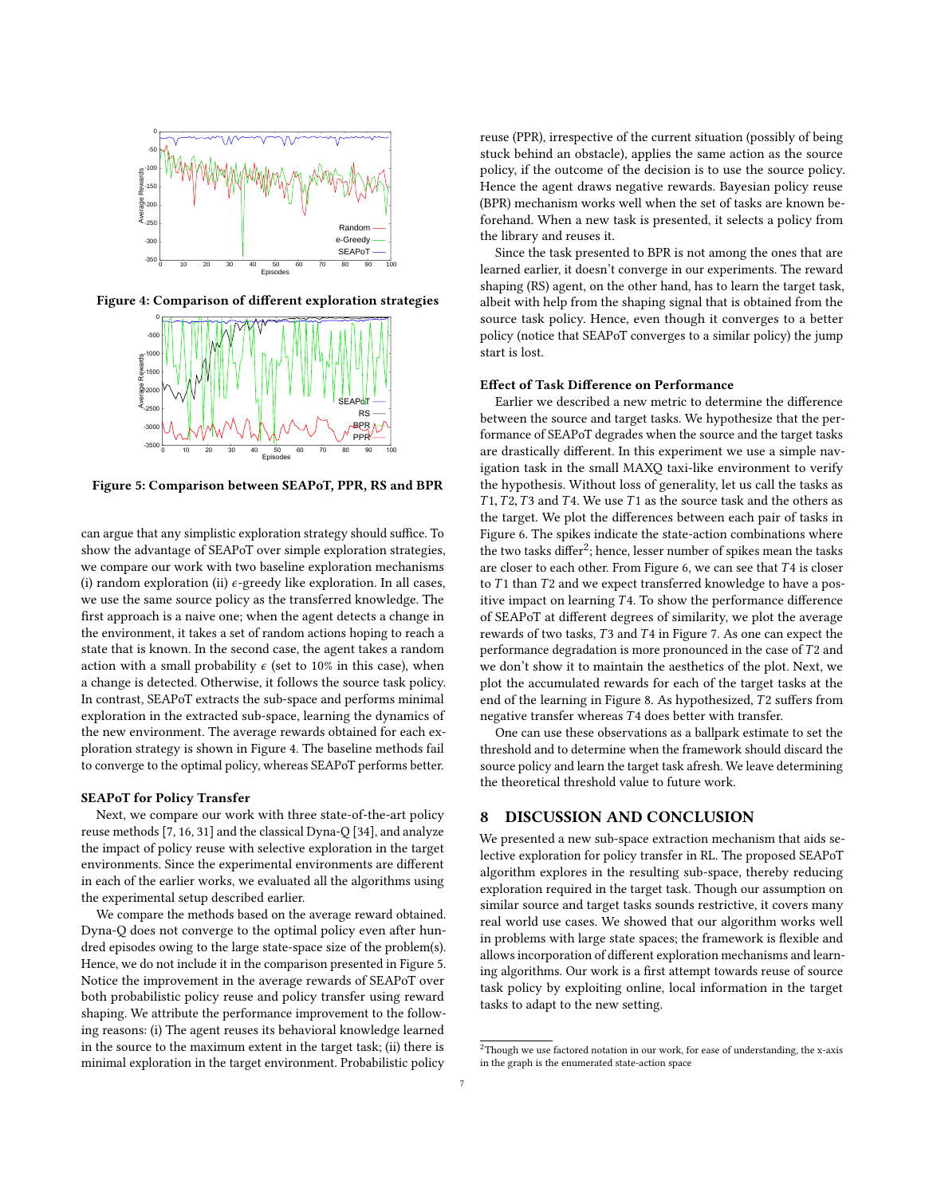Figure 4: Comparison of different exploration strategies

Figure 5: Comparison between SEAPoT, PPR, RS and BPR

can argue that any simplistic exploration strategy should suffice. To show the advantage of SEAPoT over simple exploration strategies, we compare our work with two baseline exploration mechanisms (i) random exploration (ii) $\epsilon$-greedy like exploration. In all cases, we use the same source policy as the transferred knowledge. The first approach is a naive one; when the agent detects a change in the environment, it takes a set of random actions hoping to reach a state that is known. In the second case, the agent takes a random action with a small probability $\epsilon$ (set to 10% in this case), when a change is detected. Otherwise, it follows the source task policy. In contrast, SEAPoT extracts the sub-space and performs minimal exploration in the extracted sub-space, learning the dynamics of the new environment. The average rewards obtained for each exploration strategy is shown in Figure 4. The baseline methods fail to converge to the optimal policy, whereas SEAPoT performs better.

### SEAPoT for Policy Transfer

Next, we compare our work with three state-of-the-art policy reuse methods [7, 16, 31] and the classical Dyna-Q [34], and analyze the impact of policy reuse with selective exploration in the target environments. Since the experimental environments are different in each of the earlier works, we evaluated all the algorithms using the experimental setup described earlier.

We compare the methods based on the average reward obtained. Dyna-Q does not converge to the optimal policy even after hundred episodes owing to the large state-space size of the problem(s). Hence, we do not include it in the comparison presented in Figure 5. Notice the improvement in the average rewards of SEAPoT over both probabilistic policy reuse and policy transfer using reward shaping. We attribute the performance improvement to the following reasons: (i) The agent reuses its behavioral knowledge learned in the source to the maximum extent in the target task; (ii) there is minimal exploration in the target environment. Probabilistic policy reuse (PPR), irrespective of the current situation (possibly of being stuck behind an obstacle), applies the same action as the source policy, if the outcome of the decision is to use the source policy. Hence the agent draws negative rewards. Bayesian policy reuse (BPR) mechanism works well when the set of tasks are known beforehand. When a new task is presented, it selects a policy from the library and reuses it.

Since the task presented to BPR is not among the ones that are learned earlier, it doesn't converge in our experiments. The reward shaping (RS) agent, on the other hand, has to learn the target task, albeit with help from the shaping signal that is obtained from the source task policy. Hence, even though it converges to a better policy (notice that SEAPoT converges to a similar policy) the jump start is lost.

### Effect of Task Difference on Performance

Earlier we described a new metric to determine the difference between the source and target tasks. We hypothesize that the performance of SEAPoT degrades when the source and the target tasks are drastically different. In this experiment we use a simple navigation task in the small MAXQ taxi-like environment to verify the hypothesis. Without loss of generality, let us call the tasks as $T1, T2, T3$ and $T4$. We use $T1$ as the source task and the others as the target. We plot the differences between each pair of tasks in Figure 6. The spikes indicate the state-action combinations where the two tasks differ[2]; hence, lesser number of spikes mean the tasks are closer to each other. From Figure 6, we can see that $T4$ is closer to $T1$ than $T2$ and we expect transferred knowledge to have a positive impact on learning $T4$. To show the performance difference of SEAPoT at different degrees of similarity, we plot the average rewards of two tasks, $T3$ and $T4$ in Figure 7. As one can expect the performance degradation is more pronounced in the case of $T2$ and we don't show it to maintain the aesthetics of the plot. Next, we plot the accumulated rewards for each of the target tasks at the end of the learning in Figure 8. As hypothesized, $T2$ suffers from negative transfer whereas $T4$ does better with transfer.

One can use these observations as a ballpark estimate to set the threshold and to determine when the framework should discard the source policy and learn the target task afresh. We leave determining the theoretical threshold value to future work.

## 8 DISCUSSION AND CONCLUSION

We presented a new sub-space extraction mechanism that aids selective exploration for policy transfer in RL. The proposed SEAPoT algorithm explores in the resulting sub-space, thereby reducing exploration required in the target task. Though our assumption on similar source and target tasks sounds restrictive, it covers many real world use cases. We showed that our algorithm works well in problems with large state spaces; the framework is flexible and allows incorporation of different exploration mechanisms and learning algorithms. Our work is a first attempt towards reuse of source task policy by exploiting online, local information in the target tasks to adapt to the new setting.

[2]Though we use factored notation in our work, for ease of understanding, the x-axis in the graph is the enumerated state-action space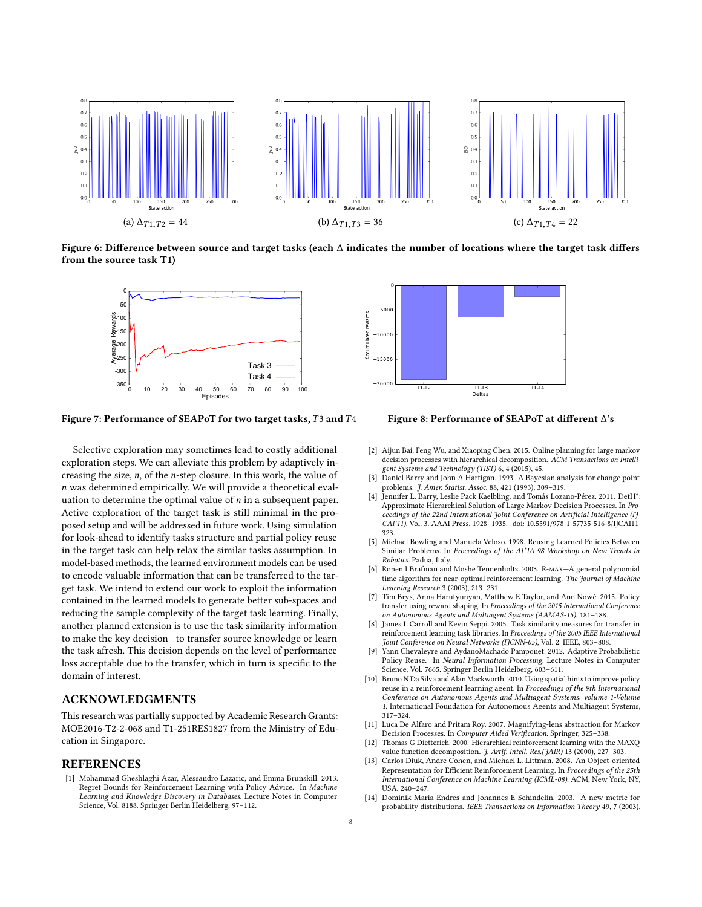(a) $\Delta_{T1,T2} = 44$

(b) $\Delta_{T1,T3} = 36$

(c) $\Delta_{T1,T4} = 22$

**Figure 6: Difference between source and target tasks (each $\Delta$ indicates the number of locations where the target task differs from the source task T1)**

**Figure 7: Performance of SEAPoT for two target tasks, $T3$ and $T4$**

**Figure 8: Performance of SEAPoT at different $\Delta$'s**

Selective exploration may sometimes lead to costly additional exploration steps. We can alleviate this problem by adaptively increasing the size, $n$, of the $n$-step closure. In this work, the value of $n$ was determined empirically. We will provide a theoretical evaluation to determine the optimal value of $n$ in a subsequent paper. Active exploration of the target task is still minimal in the proposed setup and will be addressed in future work. Using simulation for look-ahead to identify tasks structure and partial policy reuse in the target task can help relax the similar tasks assumption. In model-based methods, the learned environment models can be used to encode valuable information that can be transferred to the target task. We intend to extend our work to exploit the information contained in the learned models to generate better sub-spaces and reducing the sample complexity of the target task learning. Finally, another planned extension is to use the task similarity information to make the key decision—to transfer source knowledge or learn the task afresh. This decision depends on the level of performance loss acceptable due to the transfer, which in turn is specific to the domain of interest.

## ACKNOWLEDGMENTS

This research was partially supported by Academic Research Grants: MOE2016-T2-2-068 and T1-251RES1827 from the Ministry of Education in Singapore.

## REFERENCES

[1] Mohammad Gheshlaghi Azar, Alessandro Lazaric, and Emma Brunskill. 2013. Regret Bounds for Reinforcement Learning with Policy Advice. In *Machine Learning and Knowledge Discovery in Databases*. Lecture Notes in Computer Science, Vol. 8188. Springer Berlin Heidelberg, 97–112.

[2] Aijun Bai, Feng Wu, and Xiaoping Chen. 2015. Online planning for large markov decision processes with hierarchical decomposition. *ACM Transactions on Intelligent Systems and Technology (TIST)* 6, 4 (2015), 45.

[3] Daniel Barry and John A Hartigan. 1993. A Bayesian analysis for change point problems. *J. Amer. Statist. Assoc.* 88, 421 (1993), 309–319.

[4] Jennifer L. Barry, Leslie Pack Kaelbling, and Tomás Lozano-Pérez. 2011. DetH*: Approximate Hierarchical Solution of Large Markov Decision Processes. In *Proceedings of the 22nd International Joint Conference on Artificial Intelligence (IJCAI'11)*, Vol. 3. AAAI Press, 1928–1935. doi: 10.5591/978-1-57735-516-8/IJCAI11-323.

[5] Michael Bowling and Manuela Veloso. 1998. Reusing Learned Policies Between Similar Problems. In *Proceedings of the AI*IA-98 Workshop on New Trends in Robotics*. Padua, Italy.

[6] Ronen I Brafman and Moshe Tennenholtz. 2003. R-MAX—A general polynomial time algorithm for near-optimal reinforcement learning. *The Journal of Machine Learning Research* 3 (2003), 213–231.

[7] Tim Brys, Anna Harutyunyan, Matthew E Taylor, and Ann Nowé. 2015. Policy transfer using reward shaping. In *Proceedings of the 2015 International Conference on Autonomous Agents and Multiagent Systems (AAMAS-15)*. 181–188.

[8] James L Carroll and Kevin Seppi. 2005. Task similarity measures for transfer in reinforcement learning task libraries. In *Proceedings of the 2005 IEEE International Joint Conference on Neural Networks (IJCNN-05)*, Vol. 2. IEEE, 803–808.

[9] Yann Chevaleyre and AydanoMachado Pamponet. 2012. Adaptive Probabilistic Policy Reuse. In *Neural Information Processing*. Lecture Notes in Computer Science, Vol. 7665. Springer Berlin Heidelberg, 603–611.

[10] Bruno N Da Silva and Alan Mackworth. 2010. Using spatial hints to improve policy reuse in a reinforcement learning agent. In *Proceedings of the 9th International Conference on Autonomous Agents and Multiagent Systems: volume 1-Volume 1*. International Foundation for Autonomous Agents and Multiagent Systems, 317–324.

[11] Luca De Alfaro and Pritam Roy. 2007. Magnifying-lens abstraction for Markov Decision Processes. In *Computer Aided Verification*. Springer, 325–338.

[12] Thomas G Dietterich. 2000. Hierarchical reinforcement learning with the MAXQ value function decomposition. *J. Artif. Intell. Res.(JAIR)* 13 (2000), 227–303.

[13] Carlos Diuk, Andre Cohen, and Michael L. Littman. 2008. An Object-oriented Representation for Efficient Reinforcement Learning. In *Proceedings of the 25th International Conference on Machine Learning (ICML-08)*. ACM, New York, NY, USA, 240–247.

[14] Dominik Maria Endres and Johannes E Schindelin. 2003. A new metric for probability distributions. *IEEE Transactions on Information Theory* 49, 7 (2003),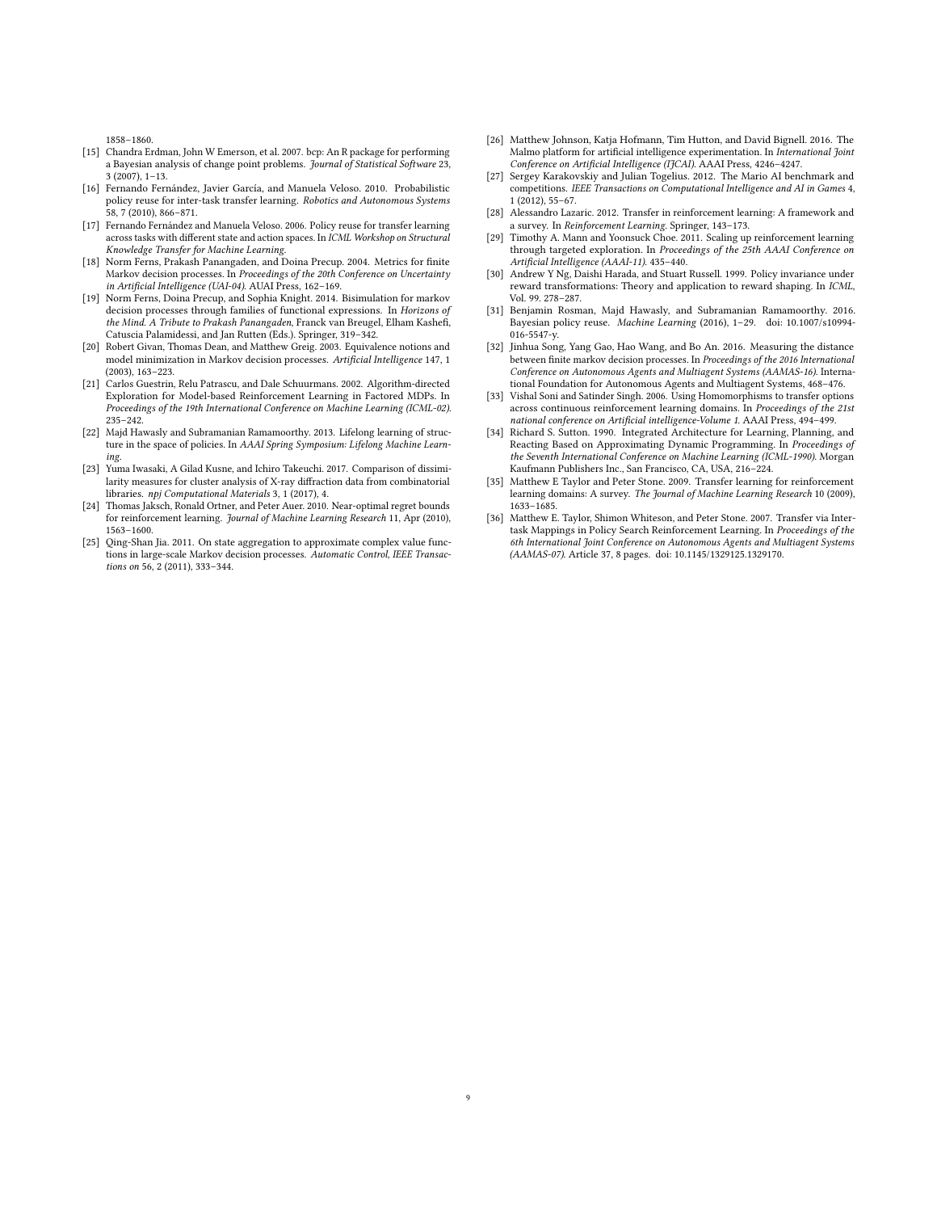1858–1860.

[15] Chandra Erdman, John W Emerson, et al. 2007. bcp: An R package for performing a Bayesian analysis of change point problems. *Journal of Statistical Software* 23, 3 (2007), 1–13.

[16] Fernando Fernández, Javier García, and Manuela Veloso. 2010. Probabilistic policy reuse for inter-task transfer learning. *Robotics and Autonomous Systems* 58, 7 (2010), 866–871.

[17] Fernando Fernández and Manuela Veloso. 2006. Policy reuse for transfer learning across tasks with different state and action spaces. In *ICML Workshop on Structural Knowledge Transfer for Machine Learning*.

[18] Norm Ferns, Prakash Panangaden, and Doina Precup. 2004. Metrics for finite Markov decision processes. In *Proceedings of the 20th Conference on Uncertainty in Artificial Intelligence (UAI-04)*. AUAI Press, 162–169.

[19] Norm Ferns, Doina Precup, and Sophia Knight. 2014. Bisimulation for markov decision processes through families of functional expressions. In *Horizons of the Mind. A Tribute to Prakash Panangaden*, Franck van Breugel, Elham Kashefi, Catuscia Palamidessi, and Jan Rutten (Eds.). Springer, 319–342.

[20] Robert Givan, Thomas Dean, and Matthew Greig. 2003. Equivalence notions and model minimization in Markov decision processes. *Artificial Intelligence* 147, 1 (2003), 163–223.

[21] Carlos Guestrin, Relu Patrascu, and Dale Schuurmans. 2002. Algorithm-directed Exploration for Model-based Reinforcement Learning in Factored MDPs. In *Proceedings of the 19th International Conference on Machine Learning (ICML-02)*. 235–242.

[22] Majd Hawasly and Subramanian Ramamoorthy. 2013. Lifelong learning of structure in the space of policies. In *AAAI Spring Symposium: Lifelong Machine Learning*.

[23] Yuma Iwasaki, A Gilad Kusne, and Ichiro Takeuchi. 2017. Comparison of dissimilarity measures for cluster analysis of X-ray diffraction data from combinatorial libraries. *npj Computational Materials* 3, 1 (2017), 4.

[24] Thomas Jaksch, Ronald Ortner, and Peter Auer. 2010. Near-optimal regret bounds for reinforcement learning. *Journal of Machine Learning Research* 11, Apr (2010), 1563–1600.

[25] Qing-Shan Jia. 2011. On state aggregation to approximate complex value functions in large-scale Markov decision processes. *Automatic Control, IEEE Transactions on* 56, 2 (2011), 333–344.

[26] Matthew Johnson, Katja Hofmann, Tim Hutton, and David Bignell. 2016. The Malmo platform for artificial intelligence experimentation. In *International Joint Conference on Artificial Intelligence (IJCAI)*. AAAI Press, 4246–4247.

[27] Sergey Karakovskiy and Julian Togelius. 2012. The Mario AI benchmark and competitions. *IEEE Transactions on Computational Intelligence and AI in Games* 4, 1 (2012), 55–67.

[28] Alessandro Lazaric. 2012. Transfer in reinforcement learning: A framework and a survey. In *Reinforcement Learning*. Springer, 143–173.

[29] Timothy A. Mann and Yoonsuck Choe. 2011. Scaling up reinforcement learning through targeted exploration. In *Proceedings of the 25th AAAI Conference on Artificial Intelligence (AAAI-11)*. 435–440.

[30] Andrew Y Ng, Daishi Harada, and Stuart Russell. 1999. Policy invariance under reward transformations: Theory and application to reward shaping. In *ICML*, Vol. 99. 278–287.

[31] Benjamin Rosman, Majd Hawasly, and Subramanian Ramamoorthy. 2016. Bayesian policy reuse. *Machine Learning* (2016), 1–29. doi: 10.1007/s10994-016-5547-y.

[32] Jinhua Song, Yang Gao, Hao Wang, and Bo An. 2016. Measuring the distance between finite markov decision processes. In *Proceedings of the 2016 International Conference on Autonomous Agents and Multiagent Systems (AAMAS-16)*. International Foundation for Autonomous Agents and Multiagent Systems, 468–476.

[33] Vishal Soni and Satinder Singh. 2006. Using Homomorphisms to transfer options across continuous reinforcement learning domains. In *Proceedings of the 21st national conference on Artificial intelligence-Volume 1*. AAAI Press, 494–499.

[34] Richard S. Sutton. 1990. Integrated Architecture for Learning, Planning, and Reacting Based on Approximating Dynamic Programming. In *Proceedings of the Seventh International Conference on Machine Learning (ICML-1990)*. Morgan Kaufmann Publishers Inc., San Francisco, CA, USA, 216–224.

[35] Matthew E Taylor and Peter Stone. 2009. Transfer learning for reinforcement learning domains: A survey. *The Journal of Machine Learning Research* 10 (2009), 1633–1685.

[36] Matthew E. Taylor, Shimon Whiteson, and Peter Stone. 2007. Transfer via Intertask Mappings in Policy Search Reinforcement Learning. In *Proceedings of the 6th International Joint Conference on Autonomous Agents and Multiagent Systems (AAMAS-07)*. Article 37, 8 pages. doi: 10.1145/1329125.1329170.